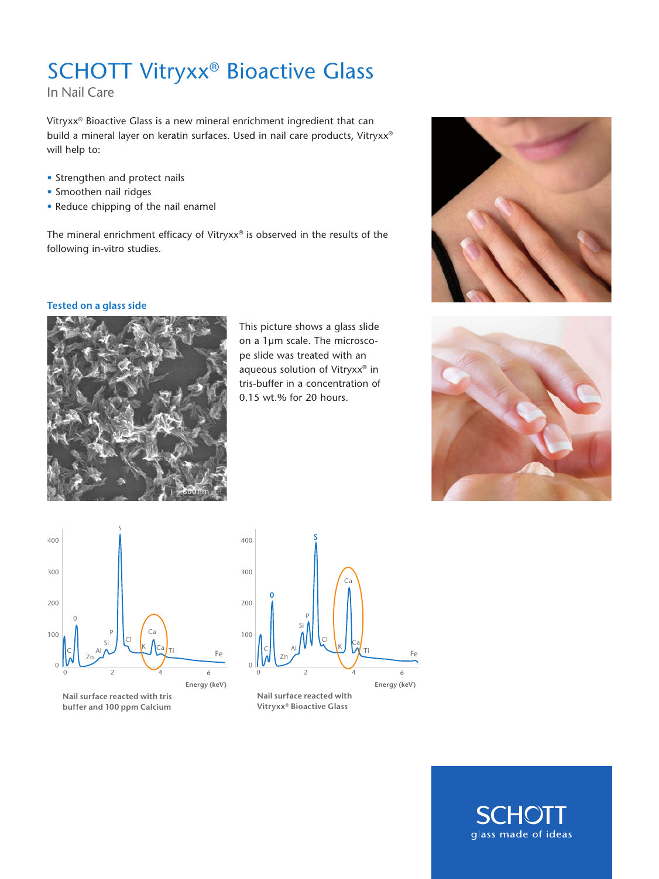# SCHOTT Vitryxx® Bioactive Glass

In Nail Care

Vitryxx® Bioactive Glass is a new mineral enrichment ingredient that can build a mineral layer on keratin surfaces. Used in nail care products, Vitryxx® will help to:

- Strengthen and protect nails
- Smoothen nail ridges
- Reduce chipping of the nail enamel

The mineral enrichment efficacy of Vitryxx® is observed in the results of the following in-vitro studies.

### Tested on a glass side

This picture shows a glass slide on a 1µm scale. The microscope slide was treated with an aqueous solution of Vitryxx® in tris-buffer in a concentration of 0.15 wt.% for 20 hours.

Nail surface reacted with tris buffer and 100 ppm Calcium

Nail surface reacted with Vitryxx® Bioactive Glass

SCHOTT
glass made of ideas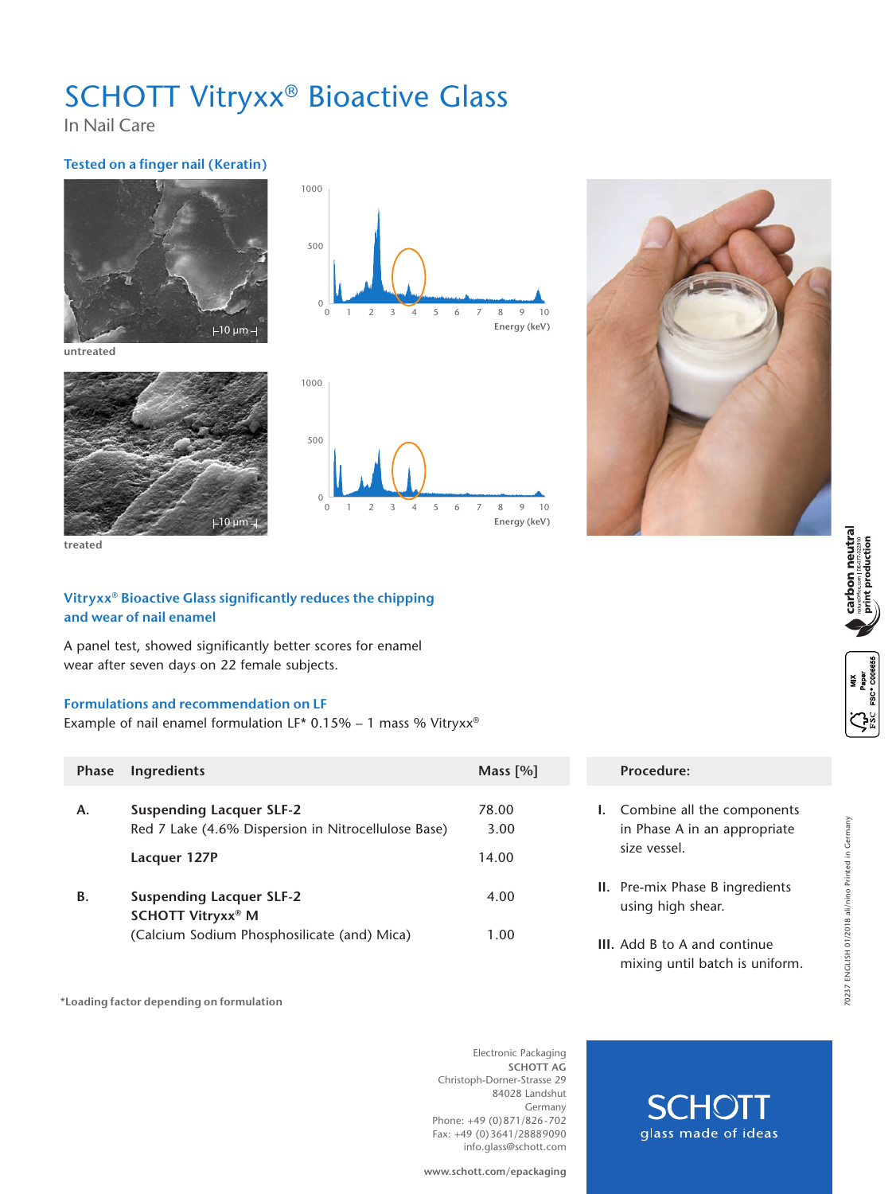# SCHOTT Vitryxx® Bioactive Glass

In Nail Care

### Tested on a finger nail (Keratin)

⊢10 µm⊣

untreated

1000
500
0
0 1 2 3 4 5 6 7 8 9 10
Energy (keV)

⊢10 µm⊣

treated

1000
500
0
0 1 2 3 4 5 6 7 8 9 10
Energy (keV)

### Vitryxx® Bioactive Glass significantly reduces the chipping and wear of nail enamel

A panel test, showed significantly better scores for enamel wear after seven days on 22 female subjects.

### Formulations and recommendation on LF

Example of nail enamel formulation LF* 0.15% – 1 mass % Vitryxx®

| Phase | Ingredients | Mass [%] |
|---|---|---|
| A. | **Suspending Lacquer SLF-2** | 78.00 |
| | Red 7 Lake (4.6% Dispersion in Nitrocellulose Base) | 3.00 |
| | **Lacquer 127P** | 14.00 |
| B. | **Suspending Lacquer SLF-2** | 4.00 |
| | **SCHOTT Vitryxx® M** (Calcium Sodium Phosphosilicate (and) Mica) | 1.00 |

**Procedure:**

I. Combine all the components in Phase A in an appropriate size vessel.

II. Pre-mix Phase B ingredients using high shear.

III. Add B to A and continue mixing until batch is uniform.

*Loading factor depending on formulation

Electronic Packaging
**SCHOTT AG**
Christoph-Dorner-Strasse 29
84028 Landshut
Germany
Phone: +49 (0)871/826-702
Fax: +49 (0)3641/28889090
info.glass@schott.com

**www.schott.com/epackaging**

SCHOTT
glass made of ideas

70237 ENGLISH 01/2018 all/nino Printed in Germany